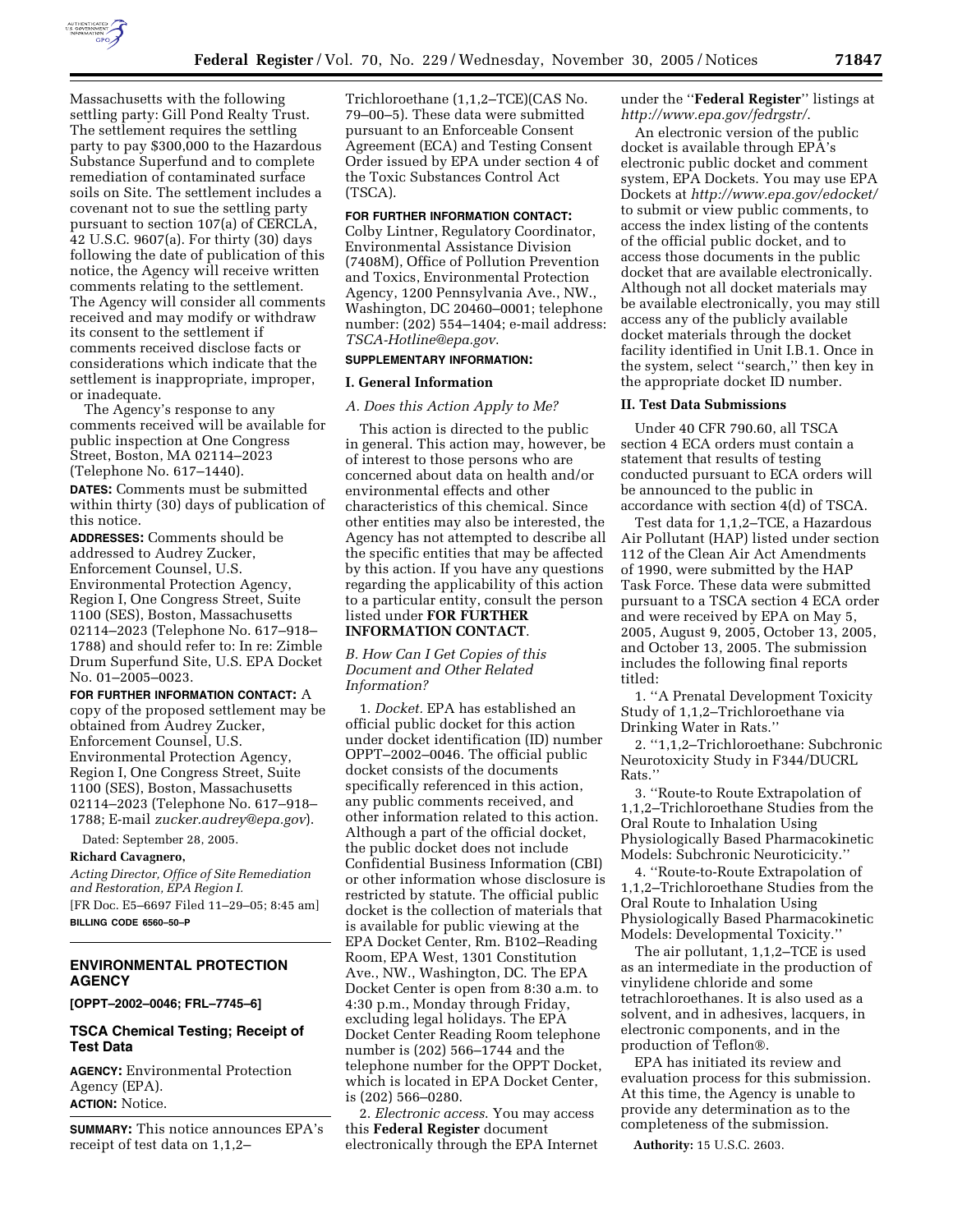Massachusetts with the following settling party: Gill Pond Realty Trust. The settlement requires the settling party to pay $300,000 to the Hazardous Substance Superfund and to complete remediation of contaminated surface soils on Site. The settlement includes a covenant not to sue the settling party pursuant to section 107(a) of CERCLA, 42 U.S.C. 9607(a). For thirty (30) days following the date of publication of this notice, the Agency will receive written comments relating to the settlement. The Agency will consider all comments received and may modify or withdraw its consent to the settlement if comments received disclose facts or considerations which indicate that the settlement is inappropriate, improper, or inadequate.

The Agency's response to any comments received will be available for public inspection at One Congress Street, Boston, MA 02114–2023 (Telephone No. 617–1440).

**DATES:** Comments must be submitted within thirty (30) days of publication of this notice.

**ADDRESSES:** Comments should be addressed to Audrey Zucker, Enforcement Counsel, U.S. Environmental Protection Agency, Region I, One Congress Street, Suite 1100 (SES), Boston, Massachusetts 02114–2023 (Telephone No. 617–918–1788) and should refer to: In re: Zimble Drum Superfund Site, U.S. EPA Docket No. 01–2005–0023.

**FOR FURTHER INFORMATION CONTACT:** A copy of the proposed settlement may be obtained from Audrey Zucker, Enforcement Counsel, U.S. Environmental Protection Agency, Region I, One Congress Street, Suite 1100 (SES), Boston, Massachusetts 02114–2023 (Telephone No. 617–918–1788; E-mail *zucker.audrey@epa.gov*).

Dated: September 28, 2005.

**Richard Cavagnero,**

*Acting Director, Office of Site Remediation and Restoration, EPA Region I.*

[FR Doc. E5–6697 Filed 11–29–05; 8:45 am]

**BILLING CODE 6560–50–P**

## ENVIRONMENTAL PROTECTION AGENCY

**[OPPT–2002–0046; FRL–7745–6]**

## TSCA Chemical Testing; Receipt of Test Data

**AGENCY:** Environmental Protection Agency (EPA).

**ACTION:** Notice.

**SUMMARY:** This notice announces EPA's receipt of test data on 1,1,2–Trichloroethane (1,1,2–TCE)(CAS No. 79–00–5). These data were submitted pursuant to an Enforceable Consent Agreement (ECA) and Testing Consent Order issued by EPA under section 4 of the Toxic Substances Control Act (TSCA).

**FOR FURTHER INFORMATION CONTACT:** Colby Lintner, Regulatory Coordinator, Environmental Assistance Division (7408M), Office of Pollution Prevention and Toxics, Environmental Protection Agency, 1200 Pennsylvania Ave., NW., Washington, DC 20460–0001; telephone number: (202) 554–1404; e-mail address: *TSCA-Hotline@epa.gov*.

**SUPPLEMENTARY INFORMATION:**

### I. General Information

*A. Does this Action Apply to Me?*

This action is directed to the public in general. This action may, however, be of interest to those persons who are concerned about data on health and/or environmental effects and other characteristics of this chemical. Since other entities may also be interested, the Agency has not attempted to describe all the specific entities that may be affected by this action. If you have any questions regarding the applicability of this action to a particular entity, consult the person listed under **FOR FURTHER INFORMATION CONTACT**.

*B. How Can I Get Copies of this Document and Other Related Information?*

1. *Docket.* EPA has established an official public docket for this action under docket identification (ID) number OPPT–2002–0046. The official public docket consists of the documents specifically referenced in this action, any public comments received, and other information related to this action. Although a part of the official docket, the public docket does not include Confidential Business Information (CBI) or other information whose disclosure is restricted by statute. The official public docket is the collection of materials that is available for public viewing at the EPA Docket Center, Rm. B102–Reading Room, EPA West, 1301 Constitution Ave., NW., Washington, DC. The EPA Docket Center is open from 8:30 a.m. to 4:30 p.m., Monday through Friday, excluding legal holidays. The EPA Docket Center Reading Room telephone number is (202) 566–1744 and the telephone number for the OPPT Docket, which is located in EPA Docket Center, is (202) 566–0280.

2. *Electronic access.* You may access this **Federal Register** document electronically through the EPA Internet under the ''**Federal Register**'' listings at *http://www.epa.gov/fedrgstr/*.

An electronic version of the public docket is available through EPA's electronic public docket and comment system, EPA Dockets. You may use EPA Dockets at *http://www.epa.gov/edocket/* to submit or view public comments, to access the index listing of the contents of the official public docket, and to access those documents in the public docket that are available electronically. Although not all docket materials may be available electronically, you may still access any of the publicly available docket materials through the docket facility identified in Unit I.B.1. Once in the system, select ''search,'' then key in the appropriate docket ID number.

### II. Test Data Submissions

Under 40 CFR 790.60, all TSCA section 4 ECA orders must contain a statement that results of testing conducted pursuant to ECA orders will be announced to the public in accordance with section 4(d) of TSCA.

Test data for 1,1,2–TCE, a Hazardous Air Pollutant (HAP) listed under section 112 of the Clean Air Act Amendments of 1990, were submitted by the HAP Task Force. These data were submitted pursuant to a TSCA section 4 ECA order and were received by EPA on May 5, 2005, August 9, 2005, October 13, 2005, and October 13, 2005. The submission includes the following final reports titled:

1. ''A Prenatal Development Toxicity Study of 1,1,2–Trichloroethane via Drinking Water in Rats.''

2. ''1,1,2–Trichloroethane: Subchronic Neurotoxicity Study in F344/DUCRL Rats.''

3. ''Route-to Route Extrapolation of 1,1,2–Trichloroethane Studies from the Oral Route to Inhalation Using Physiologically Based Pharmacokinetic Models: Subchronic Neuroticicity.''

4. ''Route-to-Route Extrapolation of 1,1,2–Trichloroethane Studies from the Oral Route to Inhalation Using Physiologically Based Pharmacokinetic Models: Developmental Toxicity.''

The air pollutant, 1,1,2–TCE is used as an intermediate in the production of vinylidene chloride and some tetrachloroethanes. It is also used as a solvent, and in adhesives, lacquers, in electronic components, and in the production of Teflon®.

EPA has initiated its review and evaluation process for this submission. At this time, the Agency is unable to provide any determination as to the completeness of the submission.

**Authority:** 15 U.S.C. 2603.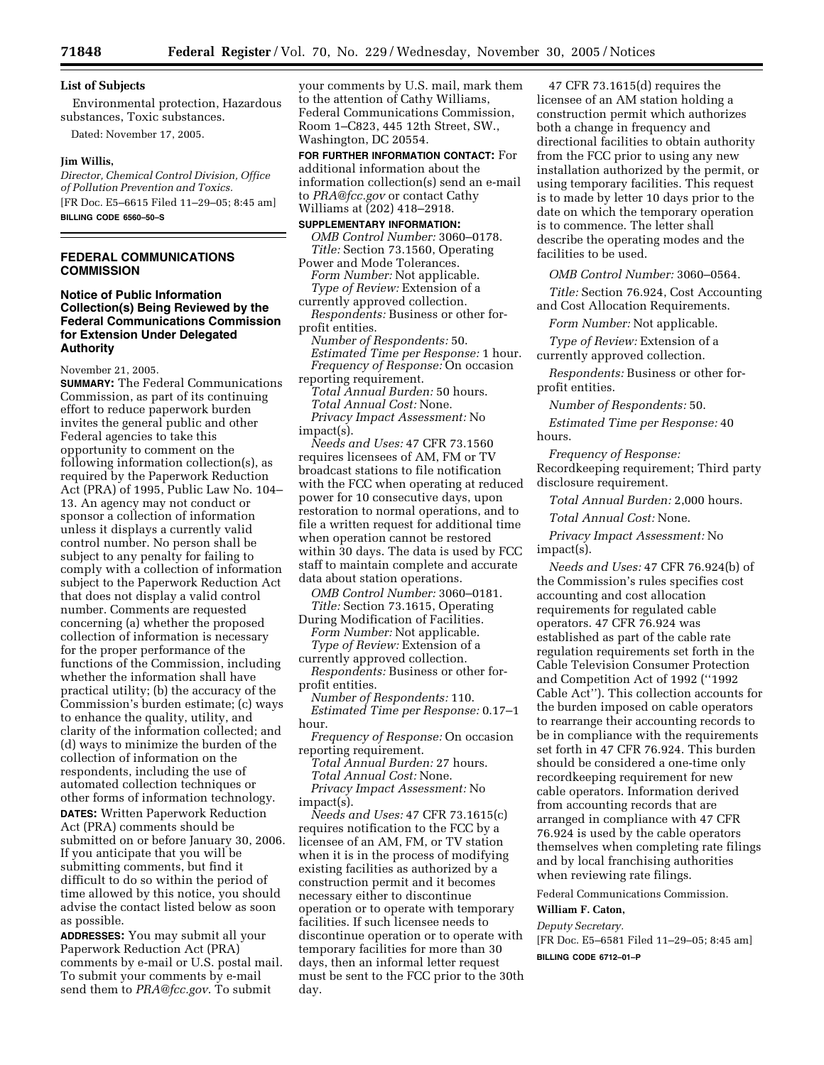**List of Subjects**

Environmental protection, Hazardous substances, Toxic substances.

Dated: November 17, 2005.

**Jim Willis,**

*Director, Chemical Control Division, Office of Pollution Prevention and Toxics.*

[FR Doc. E5–6615 Filed 11–29–05; 8:45 am]

**BILLING CODE 6560–50–S**

## FEDERAL COMMUNICATIONS COMMISSION

### Notice of Public Information Collection(s) Being Reviewed by the Federal Communications Commission for Extension Under Delegated Authority

November 21, 2005.

**SUMMARY:** The Federal Communications Commission, as part of its continuing effort to reduce paperwork burden invites the general public and other Federal agencies to take this opportunity to comment on the following information collection(s), as required by the Paperwork Reduction Act (PRA) of 1995, Public Law No. 104–13. An agency may not conduct or sponsor a collection of information unless it displays a currently valid control number. No person shall be subject to any penalty for failing to comply with a collection of information subject to the Paperwork Reduction Act that does not display a valid control number. Comments are requested concerning (a) whether the proposed collection of information is necessary for the proper performance of the functions of the Commission, including whether the information shall have practical utility; (b) the accuracy of the Commission's burden estimate; (c) ways to enhance the quality, utility, and clarity of the information collected; and (d) ways to minimize the burden of the collection of information on the respondents, including the use of automated collection techniques or other forms of information technology.

**DATES:** Written Paperwork Reduction Act (PRA) comments should be submitted on or before January 30, 2006. If you anticipate that you will be submitting comments, but find it difficult to do so within the period of time allowed by this notice, you should advise the contact listed below as soon as possible.

**ADDRESSES:** You may submit all your Paperwork Reduction Act (PRA) comments by e-mail or U.S. postal mail. To submit your comments by e-mail send them to *PRA@fcc.gov*. To submit your comments by U.S. mail, mark them to the attention of Cathy Williams, Federal Communications Commission, Room 1–C823, 445 12th Street, SW., Washington, DC 20554.

**FOR FURTHER INFORMATION CONTACT:** For additional information about the information collection(s) send an e-mail to *PRA@fcc.gov* or contact Cathy Williams at (202) 418–2918.

**SUPPLEMENTARY INFORMATION:**

*OMB Control Number:* 3060–0178.

*Title:* Section 73.1560, Operating Power and Mode Tolerances.

*Form Number:* Not applicable.

*Type of Review:* Extension of a currently approved collection.

*Respondents:* Business or other for-profit entities.

*Number of Respondents:* 50.

*Estimated Time per Response:* 1 hour.

*Frequency of Response:* On occasion reporting requirement.

*Total Annual Burden:* 50 hours.

*Total Annual Cost:* None.

*Privacy Impact Assessment:* No impact(s).

*Needs and Uses:* 47 CFR 73.1560 requires licensees of AM, FM or TV broadcast stations to file notification with the FCC when operating at reduced power for 10 consecutive days, upon restoration to normal operations, and to file a written request for additional time when operation cannot be restored within 30 days. The data is used by FCC staff to maintain complete and accurate data about station operations.

*OMB Control Number:* 3060–0181.

*Title:* Section 73.1615, Operating During Modification of Facilities.

*Form Number:* Not applicable.

*Type of Review:* Extension of a currently approved collection.

*Respondents:* Business or other for-profit entities.

*Number of Respondents:* 110.

*Estimated Time per Response:* 0.17–1 hour.

*Frequency of Response:* On occasion reporting requirement.

*Total Annual Burden:* 27 hours.

*Total Annual Cost:* None.

*Privacy Impact Assessment:* No impact(s).

*Needs and Uses:* 47 CFR 73.1615(c) requires notification to the FCC by a licensee of an AM, FM, or TV station when it is in the process of modifying existing facilities as authorized by a construction permit and it becomes necessary either to discontinue operation or to operate with temporary facilities. If such licensee needs to discontinue operation or to operate with temporary facilities for more than 30 days, then an informal letter request must be sent to the FCC prior to the 30th day.

47 CFR 73.1615(d) requires the licensee of an AM station holding a construction permit which authorizes both a change in frequency and directional facilities to obtain authority from the FCC prior to using any new installation authorized by the permit, or using temporary facilities. This request is to made by letter 10 days prior to the date on which the temporary operation is to commence. The letter shall describe the operating modes and the facilities to be used.

*OMB Control Number:* 3060–0564.

*Title:* Section 76.924, Cost Accounting and Cost Allocation Requirements.

*Form Number:* Not applicable.

*Type of Review:* Extension of a currently approved collection.

*Respondents:* Business or other for-profit entities.

*Number of Respondents:* 50.

*Estimated Time per Response:* 40 hours.

*Frequency of Response:* Recordkeeping requirement; Third party disclosure requirement.

*Total Annual Burden:* 2,000 hours.

*Total Annual Cost:* None.

*Privacy Impact Assessment:* No impact(s).

*Needs and Uses:* 47 CFR 76.924(b) of the Commission's rules specifies cost accounting and cost allocation requirements for regulated cable operators. 47 CFR 76.924 was established as part of the cable rate regulation requirements set forth in the Cable Television Consumer Protection and Competition Act of 1992 (''1992 Cable Act''). This collection accounts for the burden imposed on cable operators to rearrange their accounting records to be in compliance with the requirements set forth in 47 CFR 76.924. This burden should be considered a one-time only recordkeeping requirement for new cable operators. Information derived from accounting records that are arranged in compliance with 47 CFR 76.924 is used by the cable operators themselves when completing rate filings and by local franchising authorities when reviewing rate filings.

Federal Communications Commission.

**William F. Caton,**

*Deputy Secretary.*

[FR Doc. E5–6581 Filed 11–29–05; 8:45 am]

**BILLING CODE 6712–01–P**